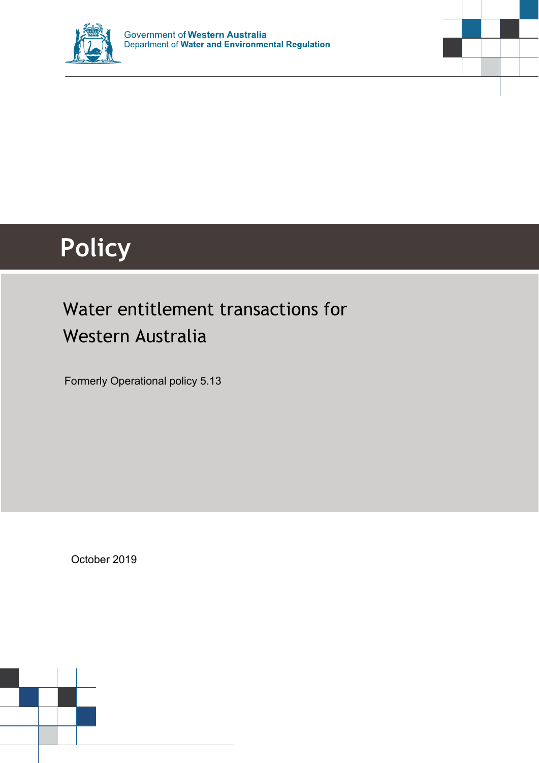Government of **Western Australia**
Department of **Water and Environmental Regulation**

# Policy

## Water entitlement transactions for Western Australia

Formerly Operational policy 5.13

October 2019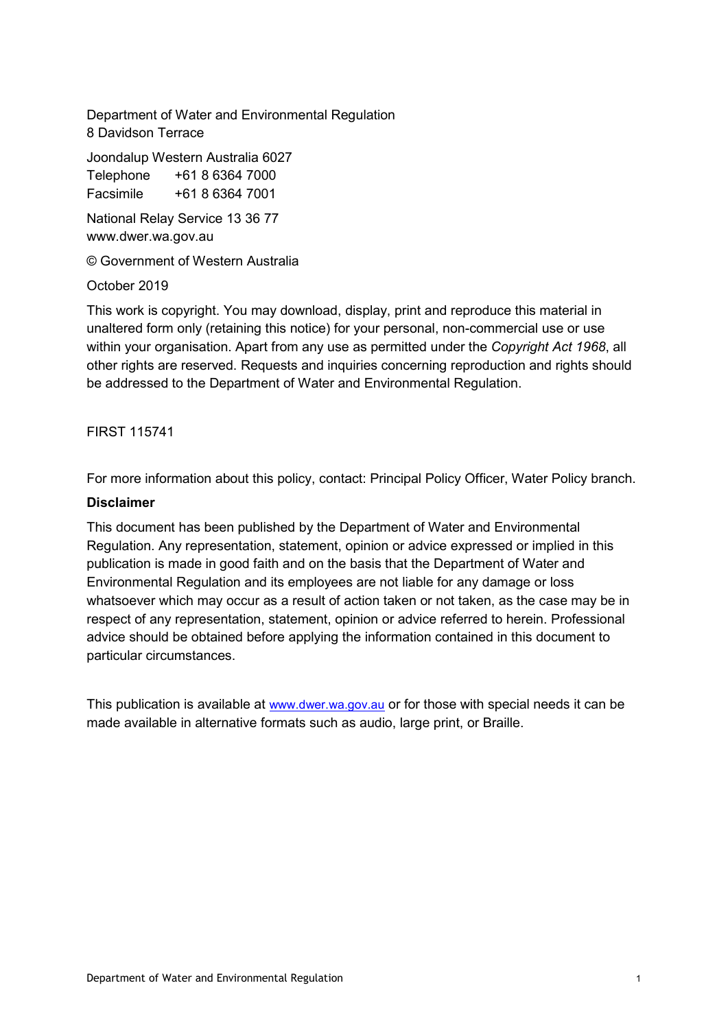Department of Water and Environmental Regulation
8 Davidson Terrace

Joondalup Western Australia 6027
Telephone +61 8 6364 7000
Facsimile +61 8 6364 7001

National Relay Service 13 36 77
www.dwer.wa.gov.au

© Government of Western Australia

October 2019

This work is copyright. You may download, display, print and reproduce this material in unaltered form only (retaining this notice) for your personal, non-commercial use or use within your organisation. Apart from any use as permitted under the *Copyright Act 1968*, all other rights are reserved. Requests and inquiries concerning reproduction and rights should be addressed to the Department of Water and Environmental Regulation.

FIRST 115741

For more information about this policy, contact: Principal Policy Officer, Water Policy branch.

**Disclaimer**

This document has been published by the Department of Water and Environmental Regulation. Any representation, statement, opinion or advice expressed or implied in this publication is made in good faith and on the basis that the Department of Water and Environmental Regulation and its employees are not liable for any damage or loss whatsoever which may occur as a result of action taken or not taken, as the case may be in respect of any representation, statement, opinion or advice referred to herein. Professional advice should be obtained before applying the information contained in this document to particular circumstances.

This publication is available at www.dwer.wa.gov.au or for those with special needs it can be made available in alternative formats such as audio, large print, or Braille.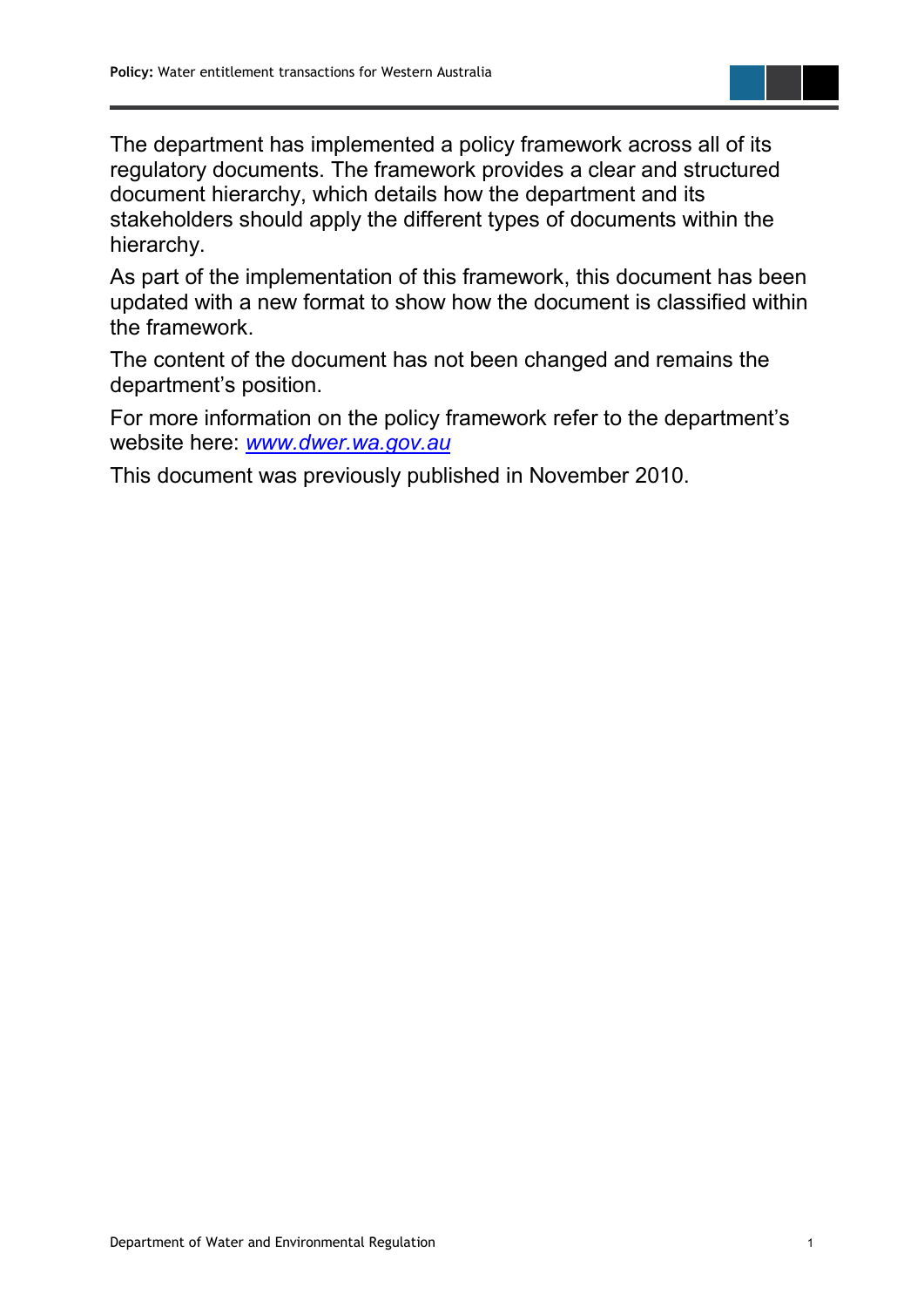The department has implemented a policy framework across all of its regulatory documents. The framework provides a clear and structured document hierarchy, which details how the department and its stakeholders should apply the different types of documents within the hierarchy.

As part of the implementation of this framework, this document has been updated with a new format to show how the document is classified within the framework.

The content of the document has not been changed and remains the department's position.

For more information on the policy framework refer to the department's website here: *www.dwer.wa.gov.au*

This document was previously published in November 2010.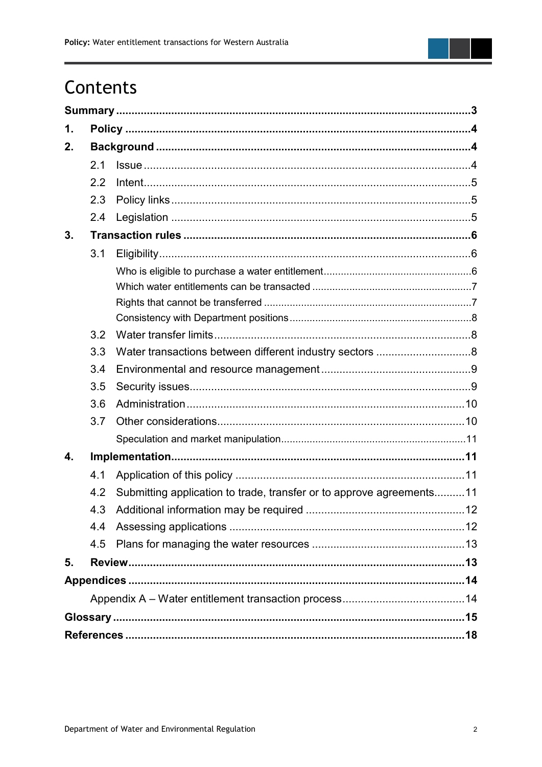# Contents

**Summary** ... 3

**1. Policy** ... 4

**2. Background** ... 4

- 2.1 Issue ... 4
- 2.2 Intent ... 5
- 2.3 Policy links ... 5
- 2.4 Legislation ... 5

**3. Transaction rules** ... 6

- 3.1 Eligibility ... 6
  - Who is eligible to purchase a water entitlement ... 6
  - Which water entitlements can be transacted ... 7
  - Rights that cannot be transferred ... 7
  - Consistency with Department positions ... 8
- 3.2 Water transfer limits ... 8
- 3.3 Water transactions between different industry sectors ... 8
- 3.4 Environmental and resource management ... 9
- 3.5 Security issues ... 9
- 3.6 Administration ... 10
- 3.7 Other considerations ... 10
  - Speculation and market manipulation ... 11

**4. Implementation** ... 11

- 4.1 Application of this policy ... 11
- 4.2 Submitting application to trade, transfer or to approve agreements ... 11
- 4.3 Additional information may be required ... 12
- 4.4 Assessing applications ... 12
- 4.5 Plans for managing the water resources ... 13

**5. Review** ... 13

**Appendices** ... 14

- Appendix A – Water entitlement transaction process ... 14

**Glossary** ... 15

**References** ... 18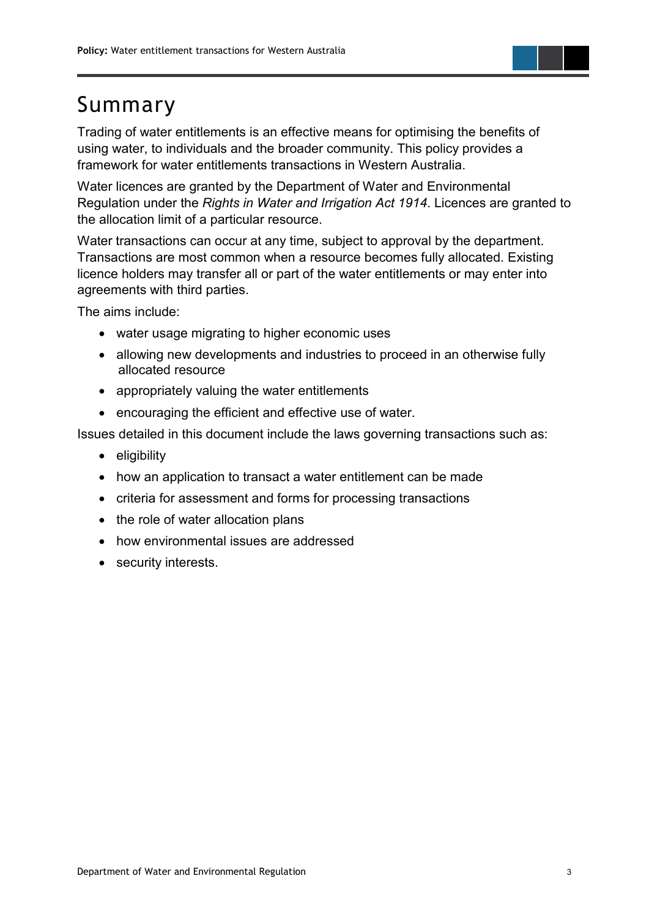# Summary

Trading of water entitlements is an effective means for optimising the benefits of using water, to individuals and the broader community. This policy provides a framework for water entitlements transactions in Western Australia.

Water licences are granted by the Department of Water and Environmental Regulation under the *Rights in Water and Irrigation Act 1914*. Licences are granted to the allocation limit of a particular resource.

Water transactions can occur at any time, subject to approval by the department. Transactions are most common when a resource becomes fully allocated. Existing licence holders may transfer all or part of the water entitlements or may enter into agreements with third parties.

The aims include:

- water usage migrating to higher economic uses
- allowing new developments and industries to proceed in an otherwise fully allocated resource
- appropriately valuing the water entitlements
- encouraging the efficient and effective use of water.

Issues detailed in this document include the laws governing transactions such as:

- eligibility
- how an application to transact a water entitlement can be made
- criteria for assessment and forms for processing transactions
- the role of water allocation plans
- how environmental issues are addressed
- security interests.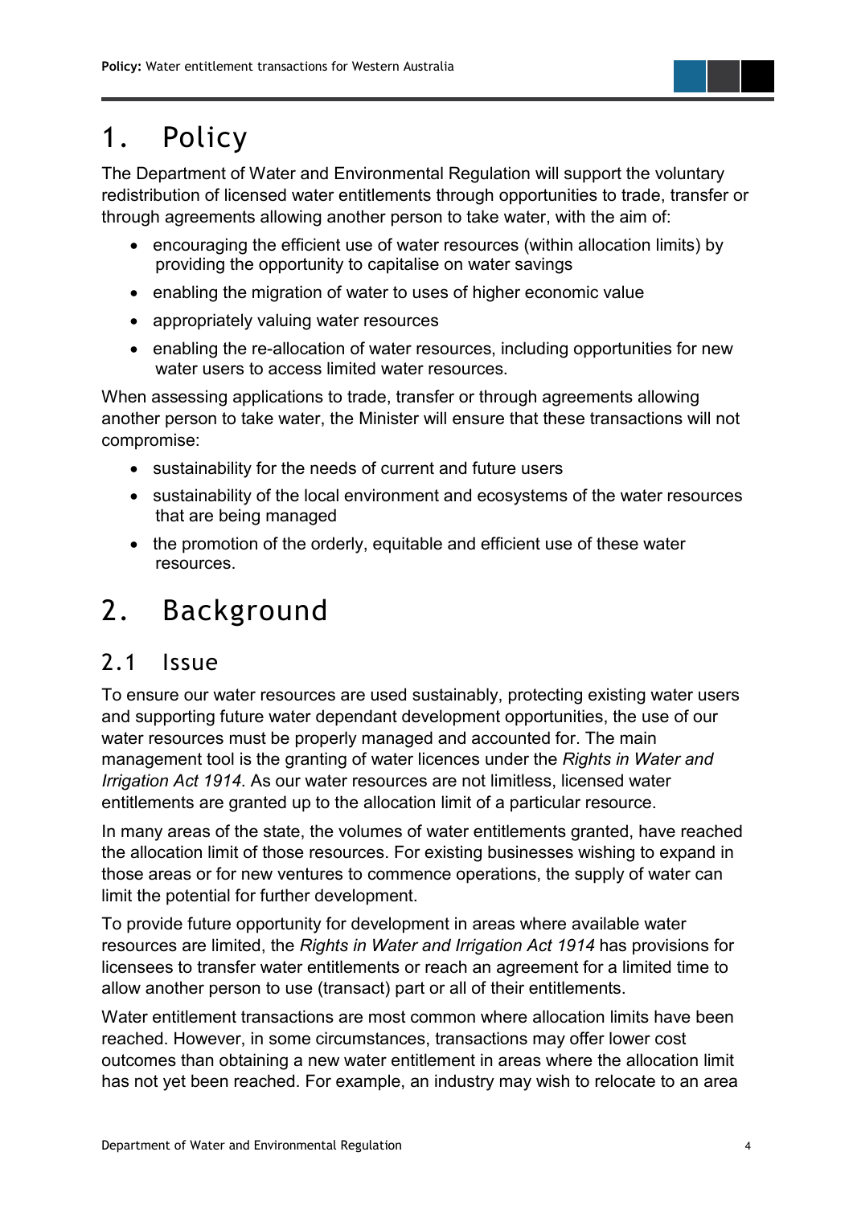# 1. Policy

The Department of Water and Environmental Regulation will support the voluntary redistribution of licensed water entitlements through opportunities to trade, transfer or through agreements allowing another person to take water, with the aim of:

- encouraging the efficient use of water resources (within allocation limits) by providing the opportunity to capitalise on water savings
- enabling the migration of water to uses of higher economic value
- appropriately valuing water resources
- enabling the re-allocation of water resources, including opportunities for new water users to access limited water resources.

When assessing applications to trade, transfer or through agreements allowing another person to take water, the Minister will ensure that these transactions will not compromise:

- sustainability for the needs of current and future users
- sustainability of the local environment and ecosystems of the water resources that are being managed
- the promotion of the orderly, equitable and efficient use of these water resources.

# 2. Background

## 2.1 Issue

To ensure our water resources are used sustainably, protecting existing water users and supporting future water dependant development opportunities, the use of our water resources must be properly managed and accounted for. The main management tool is the granting of water licences under the *Rights in Water and Irrigation Act 1914*. As our water resources are not limitless, licensed water entitlements are granted up to the allocation limit of a particular resource.

In many areas of the state, the volumes of water entitlements granted, have reached the allocation limit of those resources. For existing businesses wishing to expand in those areas or for new ventures to commence operations, the supply of water can limit the potential for further development.

To provide future opportunity for development in areas where available water resources are limited, the *Rights in Water and Irrigation Act 1914* has provisions for licensees to transfer water entitlements or reach an agreement for a limited time to allow another person to use (transact) part or all of their entitlements.

Water entitlement transactions are most common where allocation limits have been reached. However, in some circumstances, transactions may offer lower cost outcomes than obtaining a new water entitlement in areas where the allocation limit has not yet been reached. For example, an industry may wish to relocate to an area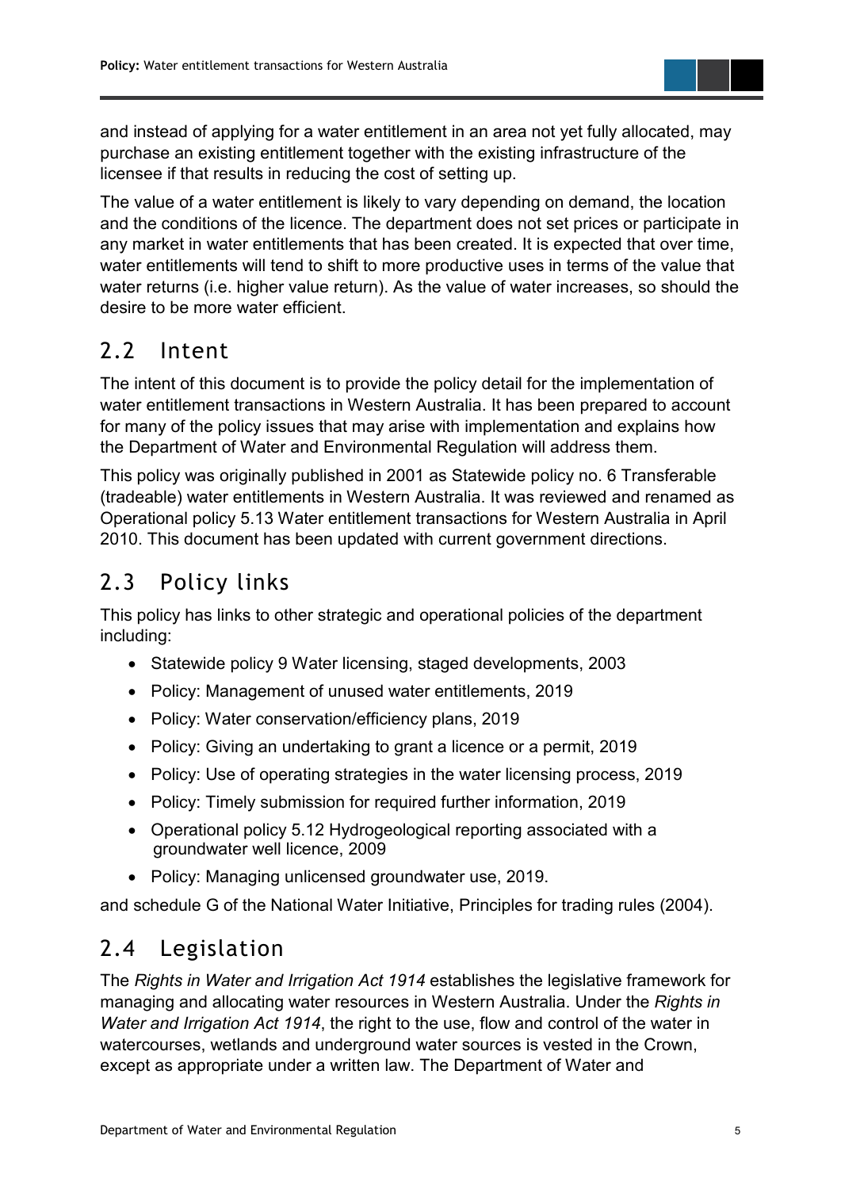and instead of applying for a water entitlement in an area not yet fully allocated, may purchase an existing entitlement together with the existing infrastructure of the licensee if that results in reducing the cost of setting up.

The value of a water entitlement is likely to vary depending on demand, the location and the conditions of the licence. The department does not set prices or participate in any market in water entitlements that has been created. It is expected that over time, water entitlements will tend to shift to more productive uses in terms of the value that water returns (i.e. higher value return). As the value of water increases, so should the desire to be more water efficient.

## 2.2 Intent

The intent of this document is to provide the policy detail for the implementation of water entitlement transactions in Western Australia. It has been prepared to account for many of the policy issues that may arise with implementation and explains how the Department of Water and Environmental Regulation will address them.

This policy was originally published in 2001 as Statewide policy no. 6 Transferable (tradeable) water entitlements in Western Australia. It was reviewed and renamed as Operational policy 5.13 Water entitlement transactions for Western Australia in April 2010. This document has been updated with current government directions.

## 2.3 Policy links

This policy has links to other strategic and operational policies of the department including:

- Statewide policy 9 Water licensing, staged developments, 2003
- Policy: Management of unused water entitlements, 2019
- Policy: Water conservation/efficiency plans, 2019
- Policy: Giving an undertaking to grant a licence or a permit, 2019
- Policy: Use of operating strategies in the water licensing process, 2019
- Policy: Timely submission for required further information, 2019
- Operational policy 5.12 Hydrogeological reporting associated with a groundwater well licence, 2009
- Policy: Managing unlicensed groundwater use, 2019.

and schedule G of the National Water Initiative, Principles for trading rules (2004).

## 2.4 Legislation

The *Rights in Water and Irrigation Act 1914* establishes the legislative framework for managing and allocating water resources in Western Australia. Under the *Rights in Water and Irrigation Act 1914*, the right to the use, flow and control of the water in watercourses, wetlands and underground water sources is vested in the Crown, except as appropriate under a written law. The Department of Water and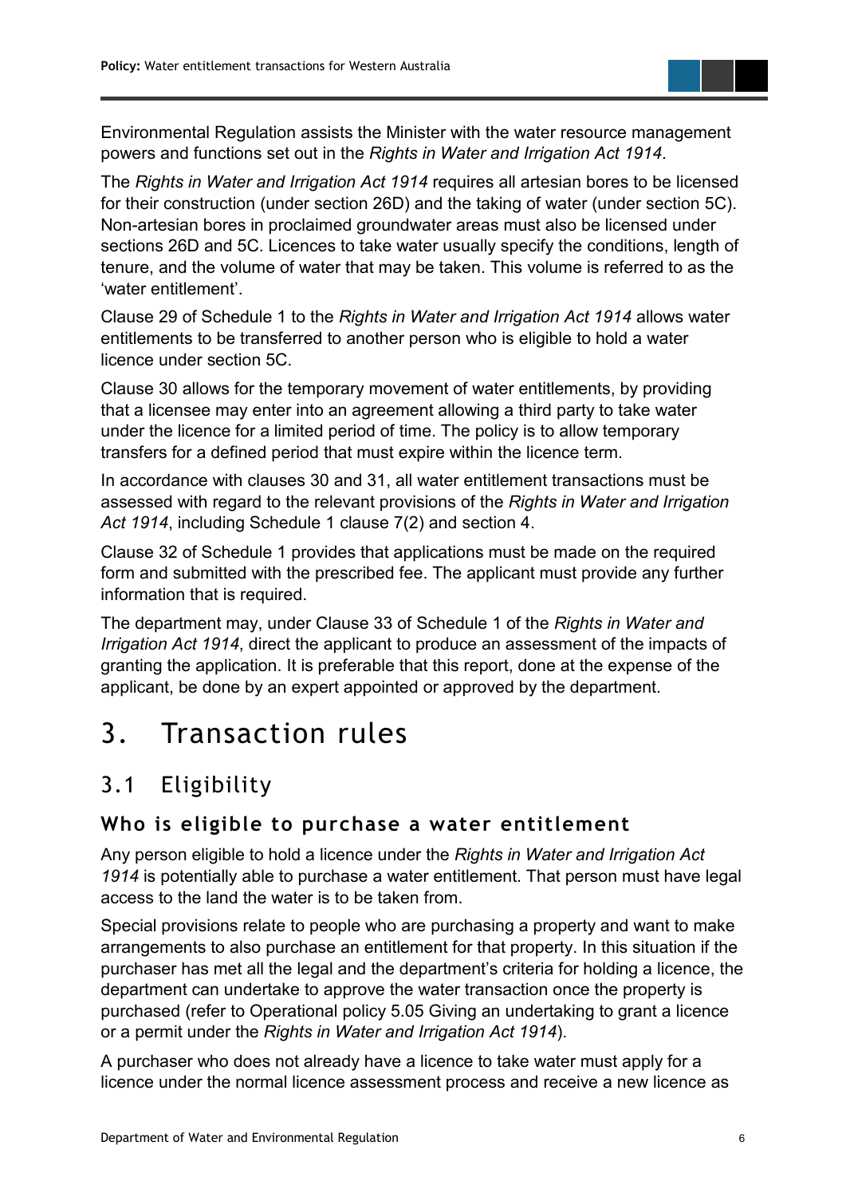Environmental Regulation assists the Minister with the water resource management powers and functions set out in the *Rights in Water and Irrigation Act 1914*.

The *Rights in Water and Irrigation Act 1914* requires all artesian bores to be licensed for their construction (under section 26D) and the taking of water (under section 5C). Non-artesian bores in proclaimed groundwater areas must also be licensed under sections 26D and 5C. Licences to take water usually specify the conditions, length of tenure, and the volume of water that may be taken. This volume is referred to as the 'water entitlement'.

Clause 29 of Schedule 1 to the *Rights in Water and Irrigation Act 1914* allows water entitlements to be transferred to another person who is eligible to hold a water licence under section 5C.

Clause 30 allows for the temporary movement of water entitlements, by providing that a licensee may enter into an agreement allowing a third party to take water under the licence for a limited period of time. The policy is to allow temporary transfers for a defined period that must expire within the licence term.

In accordance with clauses 30 and 31, all water entitlement transactions must be assessed with regard to the relevant provisions of the *Rights in Water and Irrigation Act 1914*, including Schedule 1 clause 7(2) and section 4.

Clause 32 of Schedule 1 provides that applications must be made on the required form and submitted with the prescribed fee. The applicant must provide any further information that is required.

The department may, under Clause 33 of Schedule 1 of the *Rights in Water and Irrigation Act 1914*, direct the applicant to produce an assessment of the impacts of granting the application. It is preferable that this report, done at the expense of the applicant, be done by an expert appointed or approved by the department.

# 3. Transaction rules

## 3.1 Eligibility

### Who is eligible to purchase a water entitlement

Any person eligible to hold a licence under the *Rights in Water and Irrigation Act 1914* is potentially able to purchase a water entitlement. That person must have legal access to the land the water is to be taken from.

Special provisions relate to people who are purchasing a property and want to make arrangements to also purchase an entitlement for that property. In this situation if the purchaser has met all the legal and the department's criteria for holding a licence, the department can undertake to approve the water transaction once the property is purchased (refer to Operational policy 5.05 Giving an undertaking to grant a licence or a permit under the *Rights in Water and Irrigation Act 1914*).

A purchaser who does not already have a licence to take water must apply for a licence under the normal licence assessment process and receive a new licence as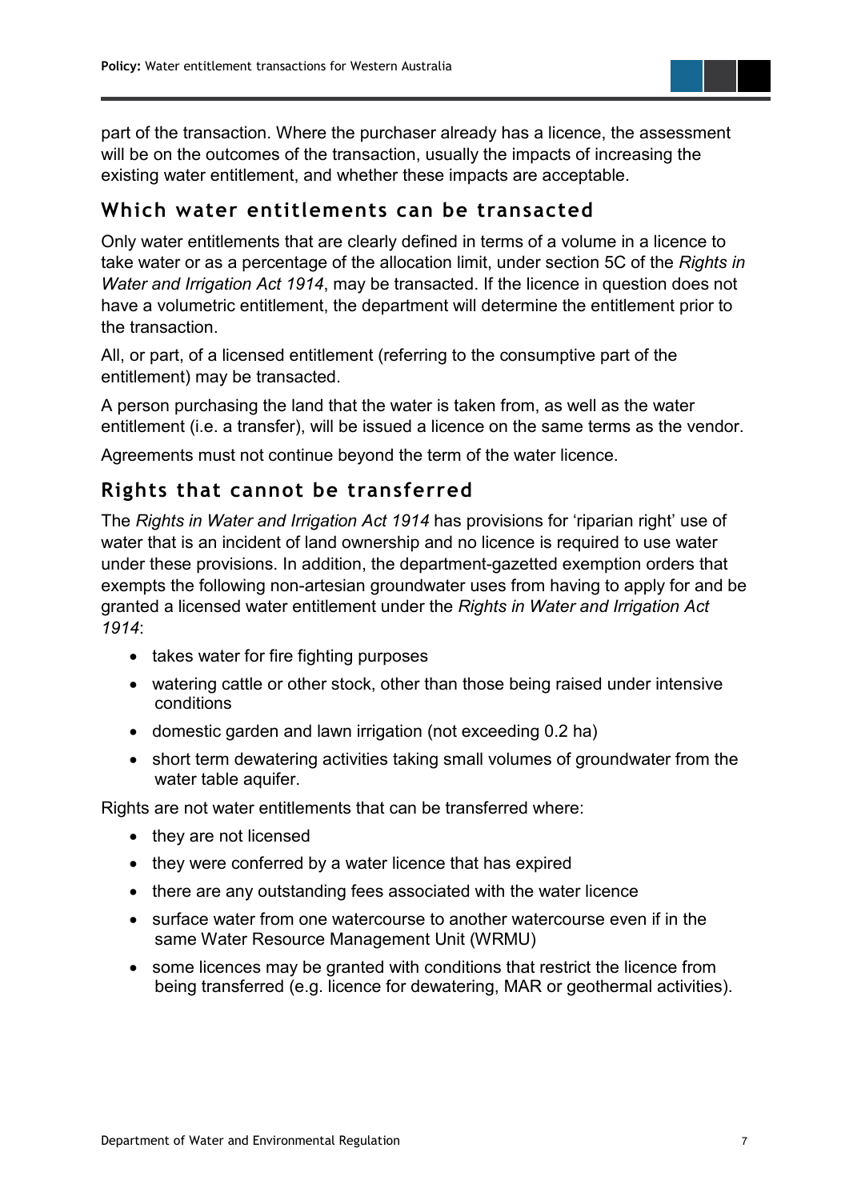part of the transaction. Where the purchaser already has a licence, the assessment will be on the outcomes of the transaction, usually the impacts of increasing the existing water entitlement, and whether these impacts are acceptable.

## Which water entitlements can be transacted

Only water entitlements that are clearly defined in terms of a volume in a licence to take water or as a percentage of the allocation limit, under section 5C of the *Rights in Water and Irrigation Act 1914*, may be transacted. If the licence in question does not have a volumetric entitlement, the department will determine the entitlement prior to the transaction.

All, or part, of a licensed entitlement (referring to the consumptive part of the entitlement) may be transacted.

A person purchasing the land that the water is taken from, as well as the water entitlement (i.e. a transfer), will be issued a licence on the same terms as the vendor.

Agreements must not continue beyond the term of the water licence.

## Rights that cannot be transferred

The *Rights in Water and Irrigation Act 1914* has provisions for 'riparian right' use of water that is an incident of land ownership and no licence is required to use water under these provisions. In addition, the department-gazetted exemption orders that exempts the following non-artesian groundwater uses from having to apply for and be granted a licensed water entitlement under the *Rights in Water and Irrigation Act 1914*:

- takes water for fire fighting purposes
- watering cattle or other stock, other than those being raised under intensive conditions
- domestic garden and lawn irrigation (not exceeding 0.2 ha)
- short term dewatering activities taking small volumes of groundwater from the water table aquifer.

Rights are not water entitlements that can be transferred where:

- they are not licensed
- they were conferred by a water licence that has expired
- there are any outstanding fees associated with the water licence
- surface water from one watercourse to another watercourse even if in the same Water Resource Management Unit (WRMU)
- some licences may be granted with conditions that restrict the licence from being transferred (e.g. licence for dewatering, MAR or geothermal activities).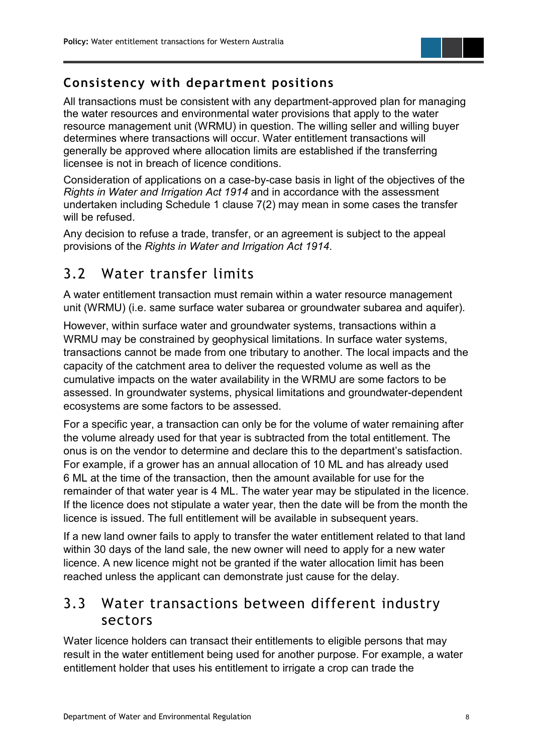### Consistency with department positions

All transactions must be consistent with any department-approved plan for managing the water resources and environmental water provisions that apply to the water resource management unit (WRMU) in question. The willing seller and willing buyer determines where transactions will occur. Water entitlement transactions will generally be approved where allocation limits are established if the transferring licensee is not in breach of licence conditions.

Consideration of applications on a case-by-case basis in light of the objectives of the *Rights in Water and Irrigation Act 1914* and in accordance with the assessment undertaken including Schedule 1 clause 7(2) may mean in some cases the transfer will be refused.

Any decision to refuse a trade, transfer, or an agreement is subject to the appeal provisions of the *Rights in Water and Irrigation Act 1914*.

## 3.2 Water transfer limits

A water entitlement transaction must remain within a water resource management unit (WRMU) (i.e. same surface water subarea or groundwater subarea and aquifer).

However, within surface water and groundwater systems, transactions within a WRMU may be constrained by geophysical limitations. In surface water systems, transactions cannot be made from one tributary to another. The local impacts and the capacity of the catchment area to deliver the requested volume as well as the cumulative impacts on the water availability in the WRMU are some factors to be assessed. In groundwater systems, physical limitations and groundwater-dependent ecosystems are some factors to be assessed.

For a specific year, a transaction can only be for the volume of water remaining after the volume already used for that year is subtracted from the total entitlement. The onus is on the vendor to determine and declare this to the department's satisfaction. For example, if a grower has an annual allocation of 10 ML and has already used 6 ML at the time of the transaction, then the amount available for use for the remainder of that water year is 4 ML. The water year may be stipulated in the licence. If the licence does not stipulate a water year, then the date will be from the month the licence is issued. The full entitlement will be available in subsequent years.

If a new land owner fails to apply to transfer the water entitlement related to that land within 30 days of the land sale, the new owner will need to apply for a new water licence. A new licence might not be granted if the water allocation limit has been reached unless the applicant can demonstrate just cause for the delay.

## 3.3 Water transactions between different industry sectors

Water licence holders can transact their entitlements to eligible persons that may result in the water entitlement being used for another purpose. For example, a water entitlement holder that uses his entitlement to irrigate a crop can trade the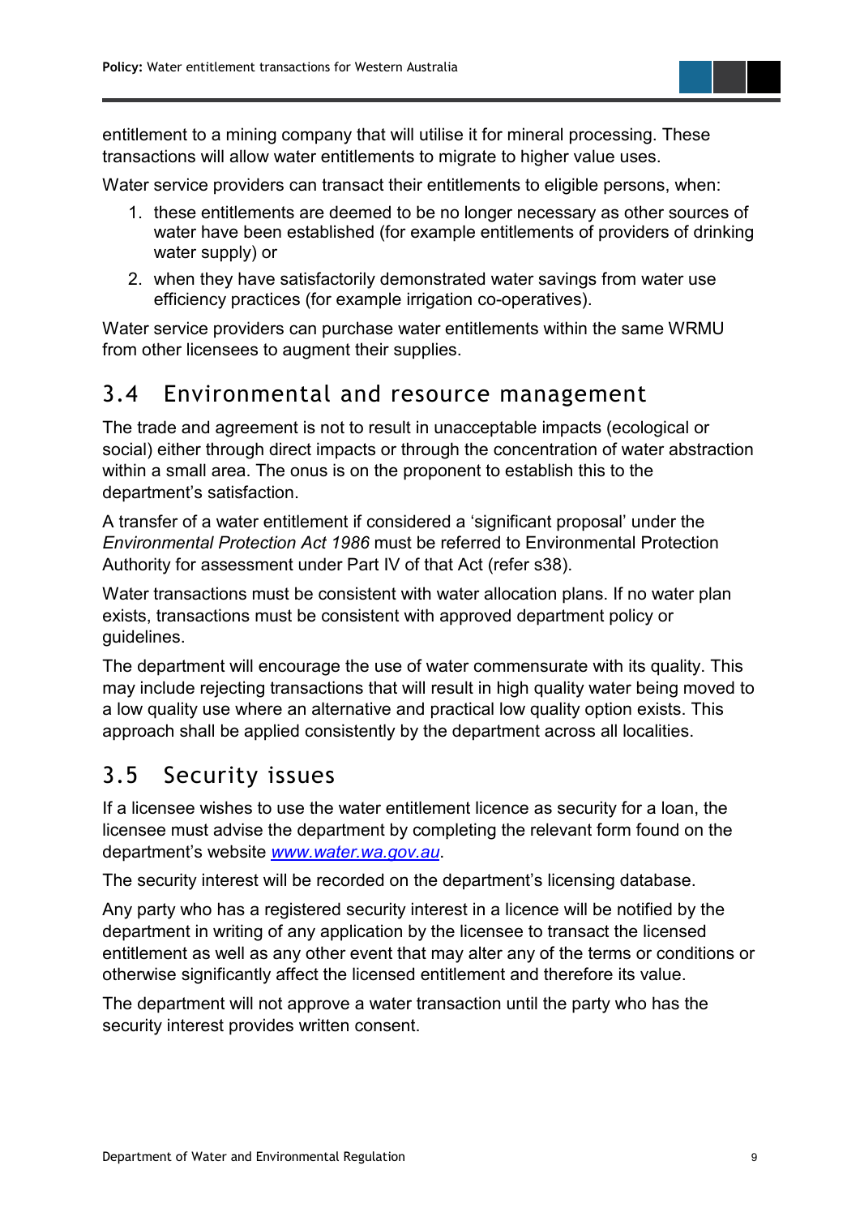entitlement to a mining company that will utilise it for mineral processing. These transactions will allow water entitlements to migrate to higher value uses.

Water service providers can transact their entitlements to eligible persons, when:

1. these entitlements are deemed to be no longer necessary as other sources of water have been established (for example entitlements of providers of drinking water supply) or
2. when they have satisfactorily demonstrated water savings from water use efficiency practices (for example irrigation co-operatives).

Water service providers can purchase water entitlements within the same WRMU from other licensees to augment their supplies.

## 3.4 Environmental and resource management

The trade and agreement is not to result in unacceptable impacts (ecological or social) either through direct impacts or through the concentration of water abstraction within a small area. The onus is on the proponent to establish this to the department's satisfaction.

A transfer of a water entitlement if considered a 'significant proposal' under the *Environmental Protection Act 1986* must be referred to Environmental Protection Authority for assessment under Part IV of that Act (refer s38).

Water transactions must be consistent with water allocation plans. If no water plan exists, transactions must be consistent with approved department policy or guidelines.

The department will encourage the use of water commensurate with its quality. This may include rejecting transactions that will result in high quality water being moved to a low quality use where an alternative and practical low quality option exists. This approach shall be applied consistently by the department across all localities.

## 3.5 Security issues

If a licensee wishes to use the water entitlement licence as security for a loan, the licensee must advise the department by completing the relevant form found on the department's website [www.water.wa.gov.au](http://www.water.wa.gov.au).

The security interest will be recorded on the department's licensing database.

Any party who has a registered security interest in a licence will be notified by the department in writing of any application by the licensee to transact the licensed entitlement as well as any other event that may alter any of the terms or conditions or otherwise significantly affect the licensed entitlement and therefore its value.

The department will not approve a water transaction until the party who has the security interest provides written consent.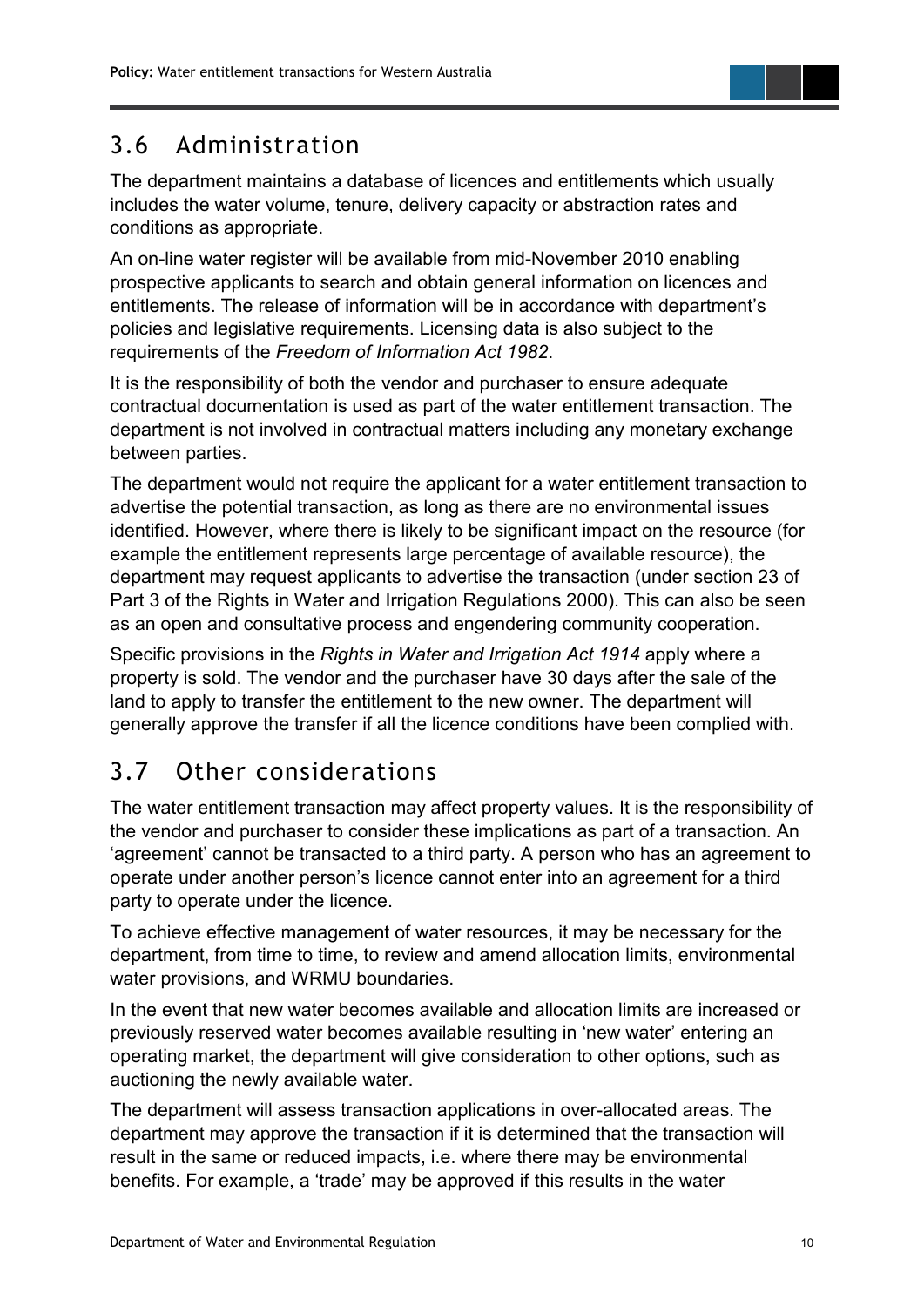## 3.6 Administration

The department maintains a database of licences and entitlements which usually includes the water volume, tenure, delivery capacity or abstraction rates and conditions as appropriate.

An on-line water register will be available from mid-November 2010 enabling prospective applicants to search and obtain general information on licences and entitlements. The release of information will be in accordance with department's policies and legislative requirements. Licensing data is also subject to the requirements of the *Freedom of Information Act 1982*.

It is the responsibility of both the vendor and purchaser to ensure adequate contractual documentation is used as part of the water entitlement transaction. The department is not involved in contractual matters including any monetary exchange between parties.

The department would not require the applicant for a water entitlement transaction to advertise the potential transaction, as long as there are no environmental issues identified. However, where there is likely to be significant impact on the resource (for example the entitlement represents large percentage of available resource), the department may request applicants to advertise the transaction (under section 23 of Part 3 of the Rights in Water and Irrigation Regulations 2000). This can also be seen as an open and consultative process and engendering community cooperation.

Specific provisions in the *Rights in Water and Irrigation Act 1914* apply where a property is sold. The vendor and the purchaser have 30 days after the sale of the land to apply to transfer the entitlement to the new owner. The department will generally approve the transfer if all the licence conditions have been complied with.

## 3.7 Other considerations

The water entitlement transaction may affect property values. It is the responsibility of the vendor and purchaser to consider these implications as part of a transaction. An 'agreement' cannot be transacted to a third party. A person who has an agreement to operate under another person's licence cannot enter into an agreement for a third party to operate under the licence.

To achieve effective management of water resources, it may be necessary for the department, from time to time, to review and amend allocation limits, environmental water provisions, and WRMU boundaries.

In the event that new water becomes available and allocation limits are increased or previously reserved water becomes available resulting in 'new water' entering an operating market, the department will give consideration to other options, such as auctioning the newly available water.

The department will assess transaction applications in over-allocated areas. The department may approve the transaction if it is determined that the transaction will result in the same or reduced impacts, i.e. where there may be environmental benefits. For example, a 'trade' may be approved if this results in the water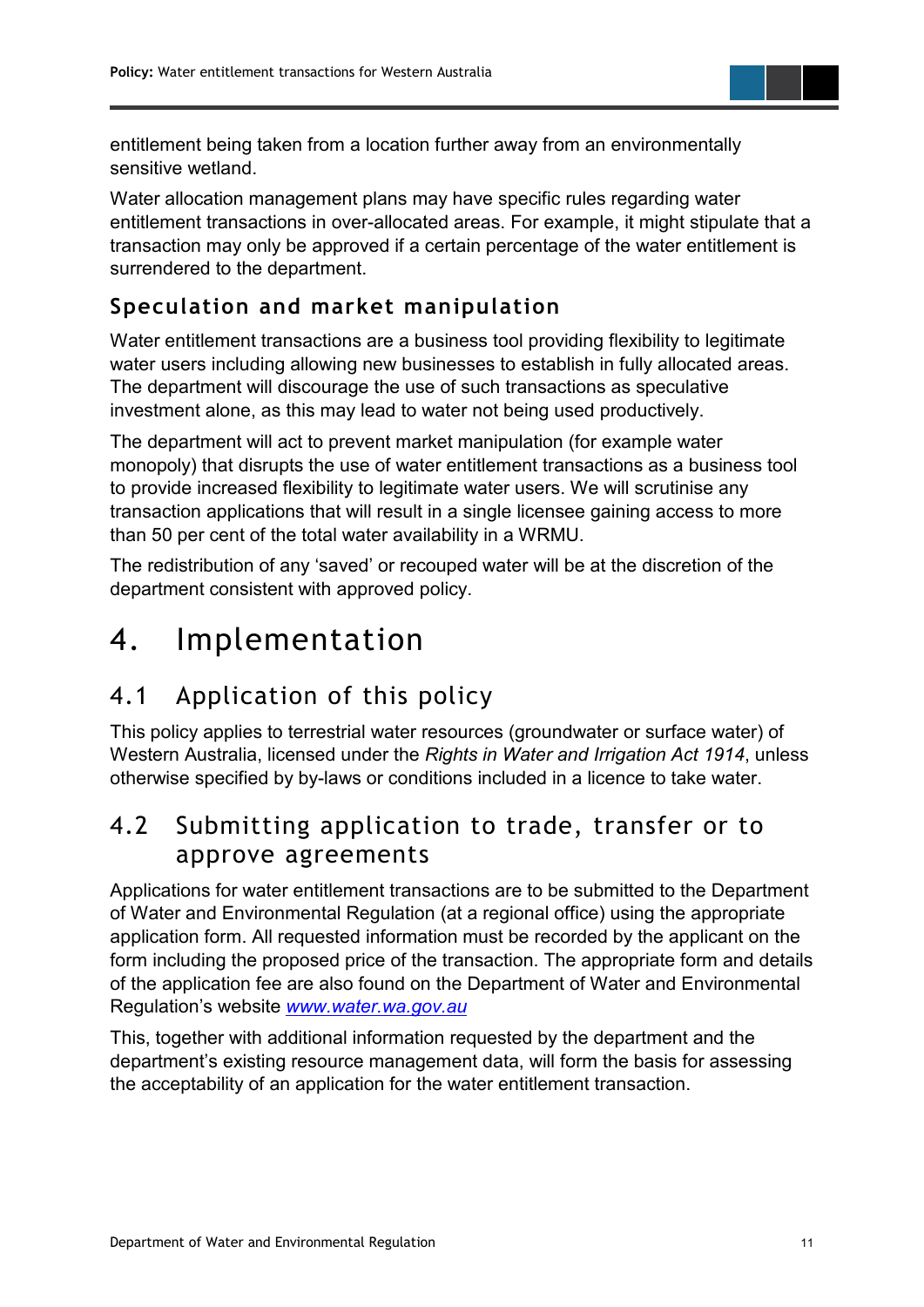entitlement being taken from a location further away from an environmentally sensitive wetland.

Water allocation management plans may have specific rules regarding water entitlement transactions in over-allocated areas. For example, it might stipulate that a transaction may only be approved if a certain percentage of the water entitlement is surrendered to the department.

### Speculation and market manipulation

Water entitlement transactions are a business tool providing flexibility to legitimate water users including allowing new businesses to establish in fully allocated areas. The department will discourage the use of such transactions as speculative investment alone, as this may lead to water not being used productively.

The department will act to prevent market manipulation (for example water monopoly) that disrupts the use of water entitlement transactions as a business tool to provide increased flexibility to legitimate water users. We will scrutinise any transaction applications that will result in a single licensee gaining access to more than 50 per cent of the total water availability in a WRMU.

The redistribution of any 'saved' or recouped water will be at the discretion of the department consistent with approved policy.

# 4. Implementation

## 4.1 Application of this policy

This policy applies to terrestrial water resources (groundwater or surface water) of Western Australia, licensed under the *Rights in Water and Irrigation Act 1914*, unless otherwise specified by by-laws or conditions included in a licence to take water.

## 4.2 Submitting application to trade, transfer or to approve agreements

Applications for water entitlement transactions are to be submitted to the Department of Water and Environmental Regulation (at a regional office) using the appropriate application form. All requested information must be recorded by the applicant on the form including the proposed price of the transaction. The appropriate form and details of the application fee are also found on the Department of Water and Environmental Regulation's website [www.water.wa.gov.au](http://www.water.wa.gov.au)

This, together with additional information requested by the department and the department's existing resource management data, will form the basis for assessing the acceptability of an application for the water entitlement transaction.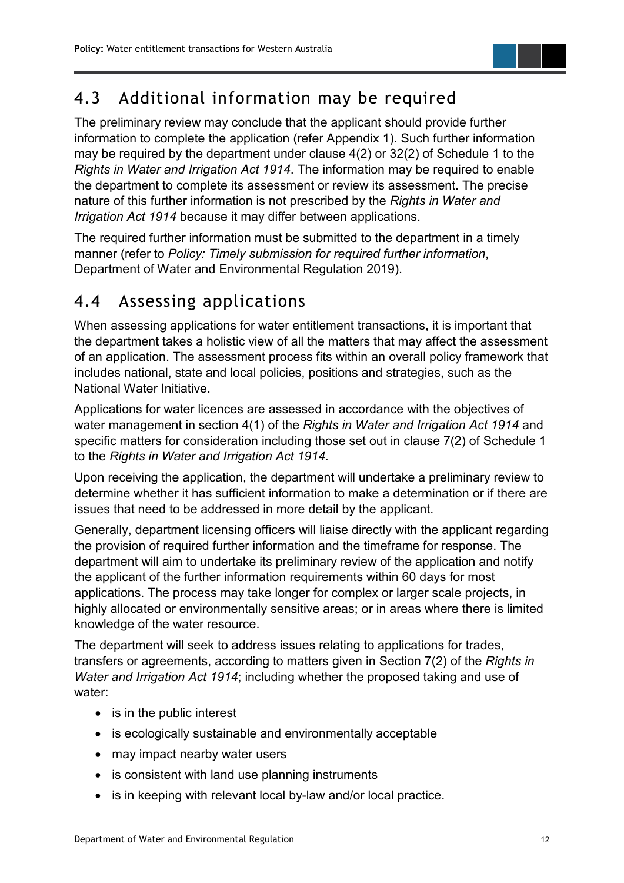## 4.3 Additional information may be required

The preliminary review may conclude that the applicant should provide further information to complete the application (refer Appendix 1). Such further information may be required by the department under clause 4(2) or 32(2) of Schedule 1 to the *Rights in Water and Irrigation Act 1914*. The information may be required to enable the department to complete its assessment or review its assessment. The precise nature of this further information is not prescribed by the *Rights in Water and Irrigation Act 1914* because it may differ between applications.

The required further information must be submitted to the department in a timely manner (refer to *Policy: Timely submission for required further information*, Department of Water and Environmental Regulation 2019).

## 4.4 Assessing applications

When assessing applications for water entitlement transactions, it is important that the department takes a holistic view of all the matters that may affect the assessment of an application. The assessment process fits within an overall policy framework that includes national, state and local policies, positions and strategies, such as the National Water Initiative.

Applications for water licences are assessed in accordance with the objectives of water management in section 4(1) of the *Rights in Water and Irrigation Act 1914* and specific matters for consideration including those set out in clause 7(2) of Schedule 1 to the *Rights in Water and Irrigation Act 1914*.

Upon receiving the application, the department will undertake a preliminary review to determine whether it has sufficient information to make a determination or if there are issues that need to be addressed in more detail by the applicant.

Generally, department licensing officers will liaise directly with the applicant regarding the provision of required further information and the timeframe for response. The department will aim to undertake its preliminary review of the application and notify the applicant of the further information requirements within 60 days for most applications. The process may take longer for complex or larger scale projects, in highly allocated or environmentally sensitive areas; or in areas where there is limited knowledge of the water resource.

The department will seek to address issues relating to applications for trades, transfers or agreements, according to matters given in Section 7(2) of the *Rights in Water and Irrigation Act 1914*; including whether the proposed taking and use of water:

- is in the public interest
- is ecologically sustainable and environmentally acceptable
- may impact nearby water users
- is consistent with land use planning instruments
- is in keeping with relevant local by-law and/or local practice.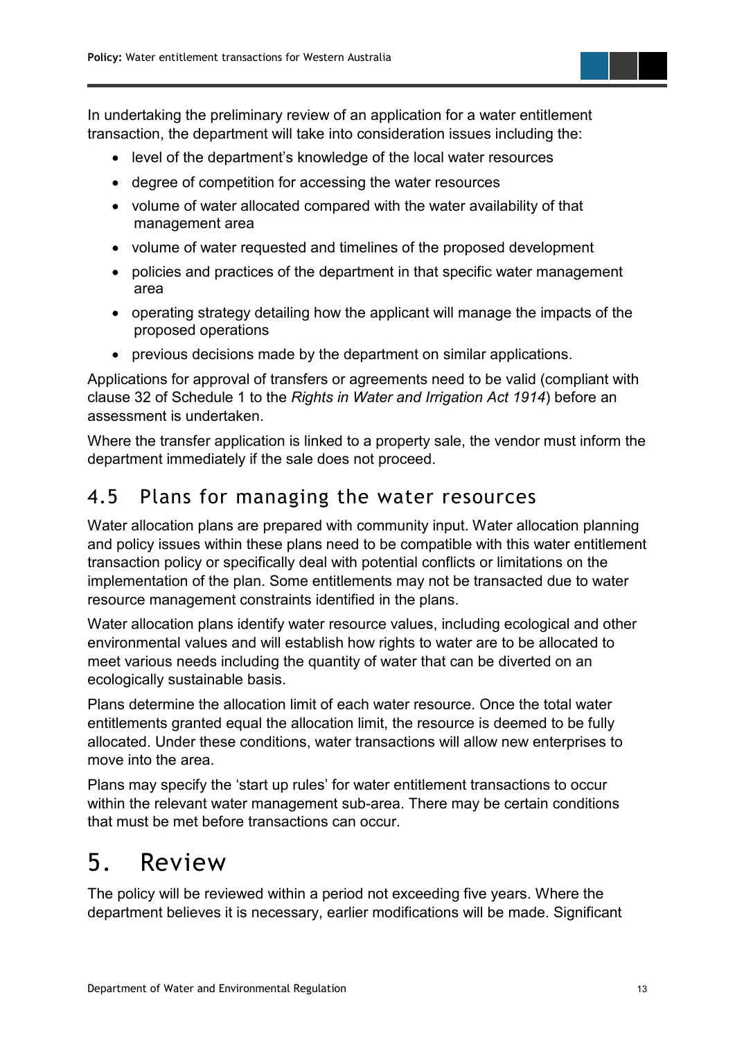In undertaking the preliminary review of an application for a water entitlement transaction, the department will take into consideration issues including the:

- level of the department's knowledge of the local water resources
- degree of competition for accessing the water resources
- volume of water allocated compared with the water availability of that management area
- volume of water requested and timelines of the proposed development
- policies and practices of the department in that specific water management area
- operating strategy detailing how the applicant will manage the impacts of the proposed operations
- previous decisions made by the department on similar applications.

Applications for approval of transfers or agreements need to be valid (compliant with clause 32 of Schedule 1 to the *Rights in Water and Irrigation Act 1914*) before an assessment is undertaken.

Where the transfer application is linked to a property sale, the vendor must inform the department immediately if the sale does not proceed.

## 4.5 Plans for managing the water resources

Water allocation plans are prepared with community input. Water allocation planning and policy issues within these plans need to be compatible with this water entitlement transaction policy or specifically deal with potential conflicts or limitations on the implementation of the plan. Some entitlements may not be transacted due to water resource management constraints identified in the plans.

Water allocation plans identify water resource values, including ecological and other environmental values and will establish how rights to water are to be allocated to meet various needs including the quantity of water that can be diverted on an ecologically sustainable basis.

Plans determine the allocation limit of each water resource. Once the total water entitlements granted equal the allocation limit, the resource is deemed to be fully allocated. Under these conditions, water transactions will allow new enterprises to move into the area.

Plans may specify the 'start up rules' for water entitlement transactions to occur within the relevant water management sub-area. There may be certain conditions that must be met before transactions can occur.

# 5. Review

The policy will be reviewed within a period not exceeding five years. Where the department believes it is necessary, earlier modifications will be made. Significant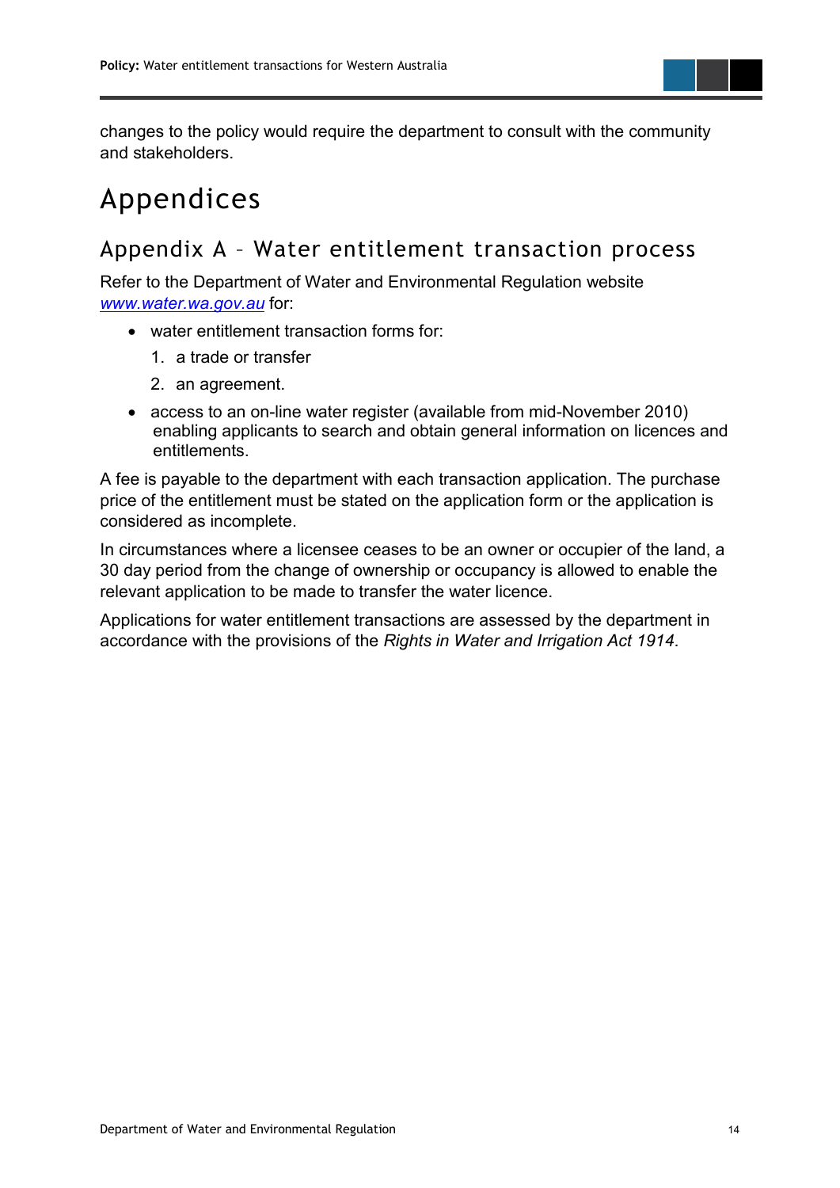changes to the policy would require the department to consult with the community and stakeholders.

# Appendices

## Appendix A – Water entitlement transaction process

Refer to the Department of Water and Environmental Regulation website *www.water.wa.gov.au* for:

- water entitlement transaction forms for:
    1. a trade or transfer
    2. an agreement.
- access to an on-line water register (available from mid-November 2010) enabling applicants to search and obtain general information on licences and entitlements.

A fee is payable to the department with each transaction application. The purchase price of the entitlement must be stated on the application form or the application is considered as incomplete.

In circumstances where a licensee ceases to be an owner or occupier of the land, a 30 day period from the change of ownership or occupancy is allowed to enable the relevant application to be made to transfer the water licence.

Applications for water entitlement transactions are assessed by the department in accordance with the provisions of the *Rights in Water and Irrigation Act 1914*.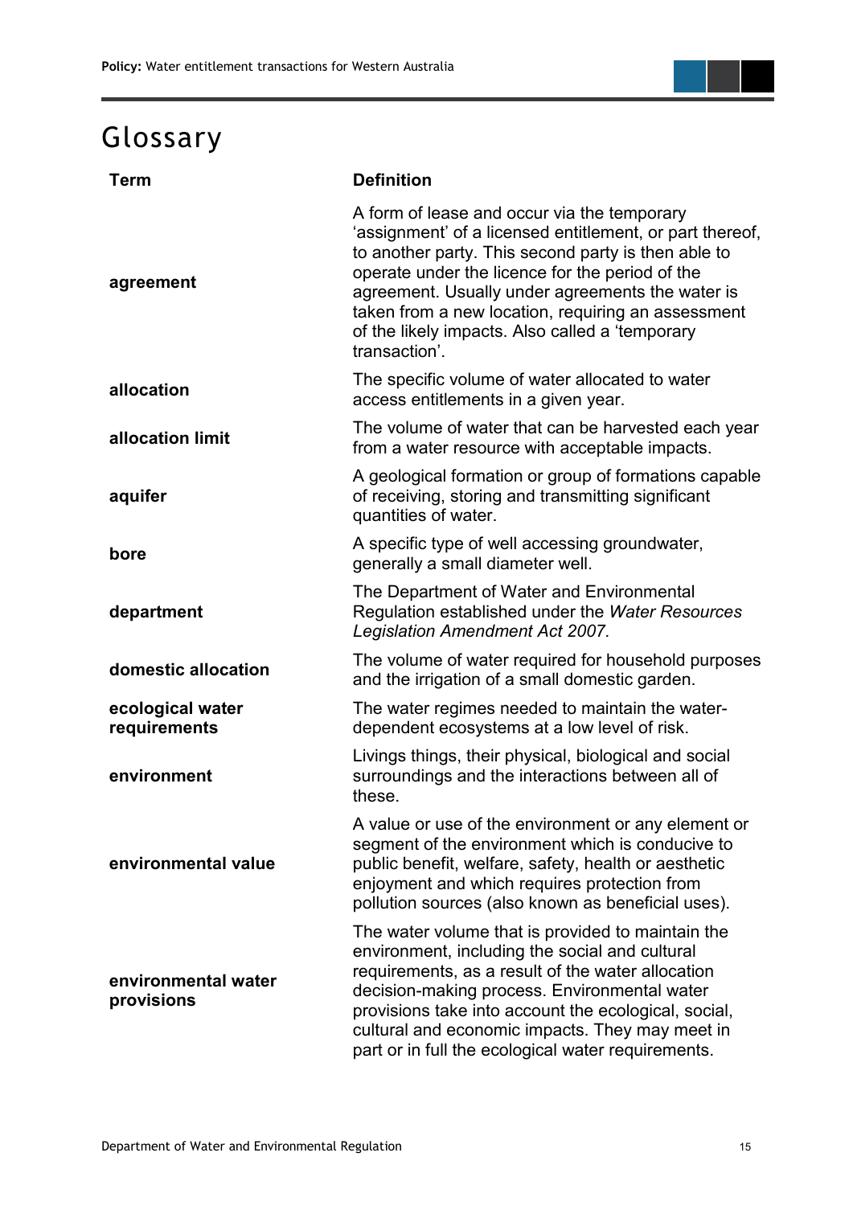# Glossary

| Term | Definition |
|---|---|
| **agreement** | A form of lease and occur via the temporary 'assignment' of a licensed entitlement, or part thereof, to another party. This second party is then able to operate under the licence for the period of the agreement. Usually under agreements the water is taken from a new location, requiring an assessment of the likely impacts. Also called a 'temporary transaction'. |
| **allocation** | The specific volume of water allocated to water access entitlements in a given year. |
| **allocation limit** | The volume of water that can be harvested each year from a water resource with acceptable impacts. |
| **aquifer** | A geological formation or group of formations capable of receiving, storing and transmitting significant quantities of water. |
| **bore** | A specific type of well accessing groundwater, generally a small diameter well. |
| **department** | The Department of Water and Environmental Regulation established under the *Water Resources Legislation Amendment Act 2007.* |
| **domestic allocation** | The volume of water required for household purposes and the irrigation of a small domestic garden. |
| **ecological water requirements** | The water regimes needed to maintain the water-dependent ecosystems at a low level of risk. |
| **environment** | Livings things, their physical, biological and social surroundings and the interactions between all of these. |
| **environmental value** | A value or use of the environment or any element or segment of the environment which is conducive to public benefit, welfare, safety, health or aesthetic enjoyment and which requires protection from pollution sources (also known as beneficial uses). |
| **environmental water provisions** | The water volume that is provided to maintain the environment, including the social and cultural requirements, as a result of the water allocation decision-making process. Environmental water provisions take into account the ecological, social, cultural and economic impacts. They may meet in part or in full the ecological water requirements. |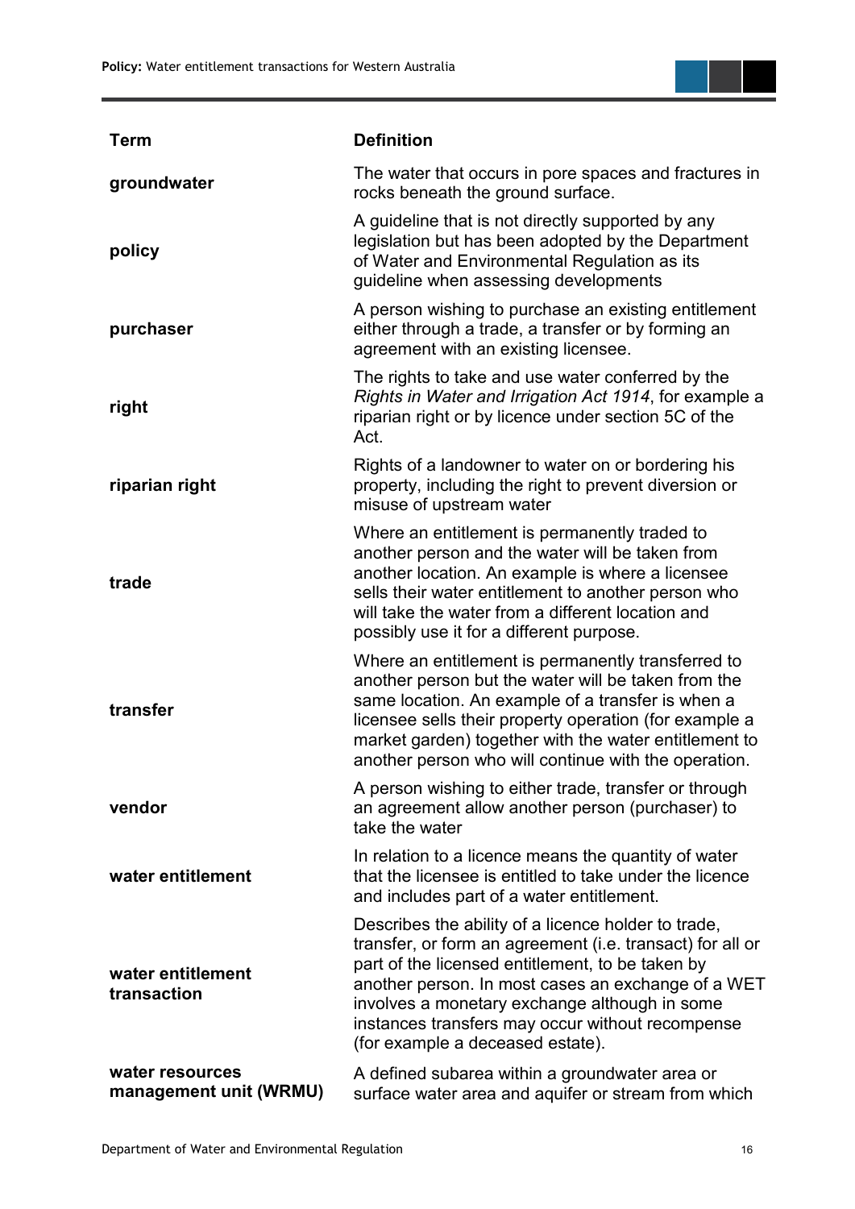| Term | Definition |
| --- | --- |
| **groundwater** | The water that occurs in pore spaces and fractures in rocks beneath the ground surface. |
| **policy** | A guideline that is not directly supported by any legislation but has been adopted by the Department of Water and Environmental Regulation as its guideline when assessing developments |
| **purchaser** | A person wishing to purchase an existing entitlement either through a trade, a transfer or by forming an agreement with an existing licensee. |
| **right** | The rights to take and use water conferred by the *Rights in Water and Irrigation Act 1914*, for example a riparian right or by licence under section 5C of the Act. |
| **riparian right** | Rights of a landowner to water on or bordering his property, including the right to prevent diversion or misuse of upstream water |
| **trade** | Where an entitlement is permanently traded to another person and the water will be taken from another location. An example is where a licensee sells their water entitlement to another person who will take the water from a different location and possibly use it for a different purpose. |
| **transfer** | Where an entitlement is permanently transferred to another person but the water will be taken from the same location. An example of a transfer is when a licensee sells their property operation (for example a market garden) together with the water entitlement to another person who will continue with the operation. |
| **vendor** | A person wishing to either trade, transfer or through an agreement allow another person (purchaser) to take the water |
| **water entitlement** | In relation to a licence means the quantity of water that the licensee is entitled to take under the licence and includes part of a water entitlement. |
| **water entitlement transaction** | Describes the ability of a licence holder to trade, transfer, or form an agreement (i.e. transact) for all or part of the licensed entitlement, to be taken by another person. In most cases an exchange of a WET involves a monetary exchange although in some instances transfers may occur without recompense (for example a deceased estate). |
| **water resources management unit (WRMU)** | A defined subarea within a groundwater area or surface water area and aquifer or stream from which |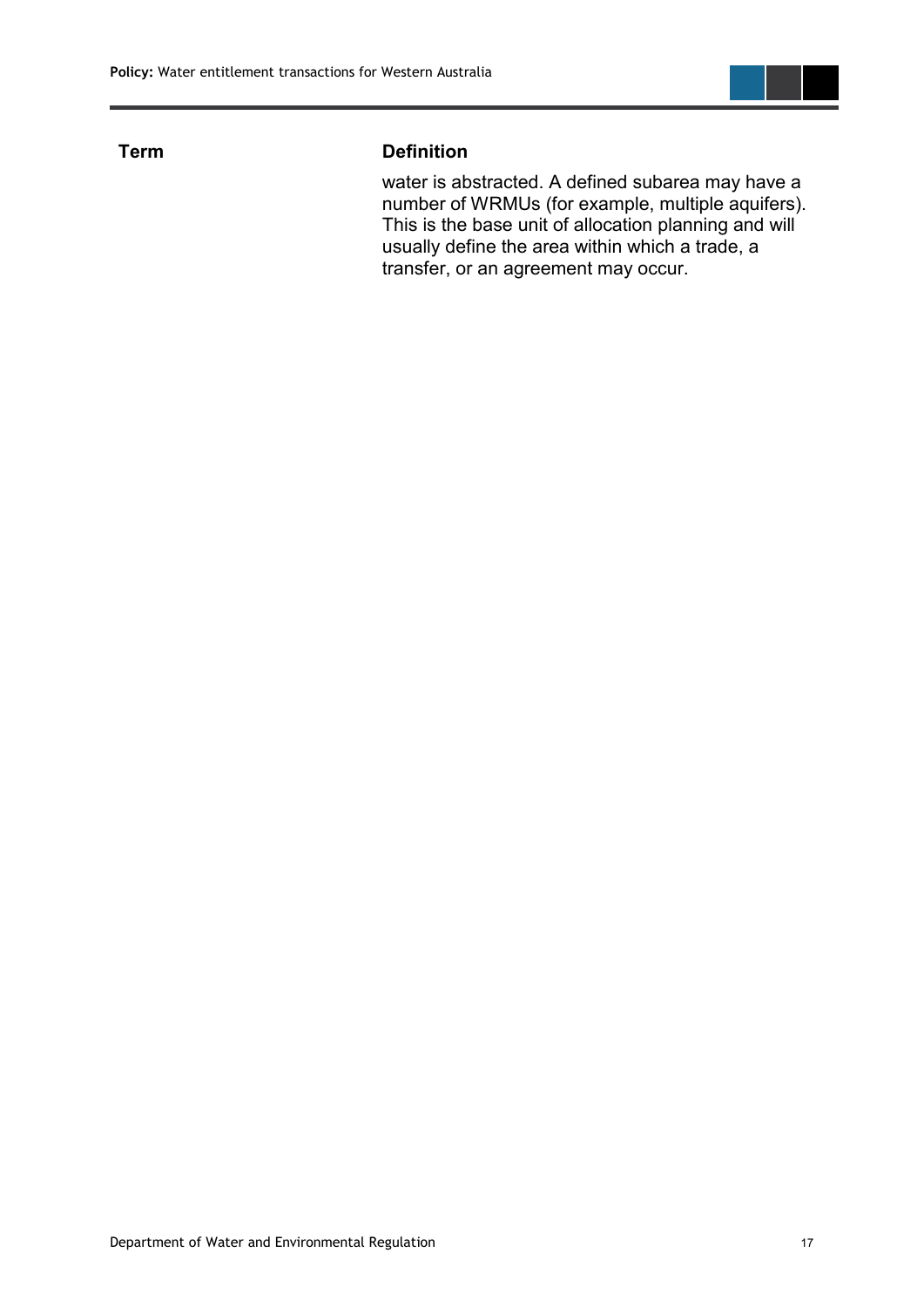| Term | Definition |
| --- | --- |
| | water is abstracted. A defined subarea may have a number of WRMUs (for example, multiple aquifers). This is the base unit of allocation planning and will usually define the area within which a trade, a transfer, or an agreement may occur. |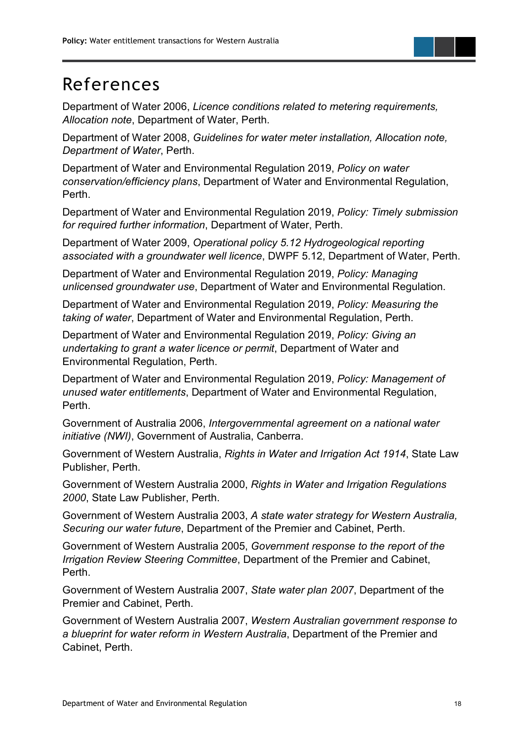# References

Department of Water 2006, *Licence conditions related to metering requirements, Allocation note*, Department of Water, Perth.

Department of Water 2008, *Guidelines for water meter installation, Allocation note, Department of Water*, Perth.

Department of Water and Environmental Regulation 2019, *Policy on water conservation/efficiency plans*, Department of Water and Environmental Regulation, Perth.

Department of Water and Environmental Regulation 2019, *Policy: Timely submission for required further information*, Department of Water, Perth.

Department of Water 2009, *Operational policy 5.12 Hydrogeological reporting associated with a groundwater well licence*, DWPF 5.12, Department of Water, Perth.

Department of Water and Environmental Regulation 2019, *Policy: Managing unlicensed groundwater use*, Department of Water and Environmental Regulation.

Department of Water and Environmental Regulation 2019, *Policy: Measuring the taking of water*, Department of Water and Environmental Regulation, Perth.

Department of Water and Environmental Regulation 2019, *Policy: Giving an undertaking to grant a water licence or permit*, Department of Water and Environmental Regulation, Perth.

Department of Water and Environmental Regulation 2019, *Policy: Management of unused water entitlements*, Department of Water and Environmental Regulation, Perth.

Government of Australia 2006, *Intergovernmental agreement on a national water initiative (NWI)*, Government of Australia, Canberra.

Government of Western Australia, *Rights in Water and Irrigation Act 1914*, State Law Publisher, Perth.

Government of Western Australia 2000, *Rights in Water and Irrigation Regulations 2000*, State Law Publisher, Perth.

Government of Western Australia 2003, *A state water strategy for Western Australia, Securing our water future*, Department of the Premier and Cabinet, Perth.

Government of Western Australia 2005, *Government response to the report of the Irrigation Review Steering Committee*, Department of the Premier and Cabinet, Perth.

Government of Western Australia 2007, *State water plan 2007*, Department of the Premier and Cabinet, Perth.

Government of Western Australia 2007, *Western Australian government response to a blueprint for water reform in Western Australia*, Department of the Premier and Cabinet, Perth.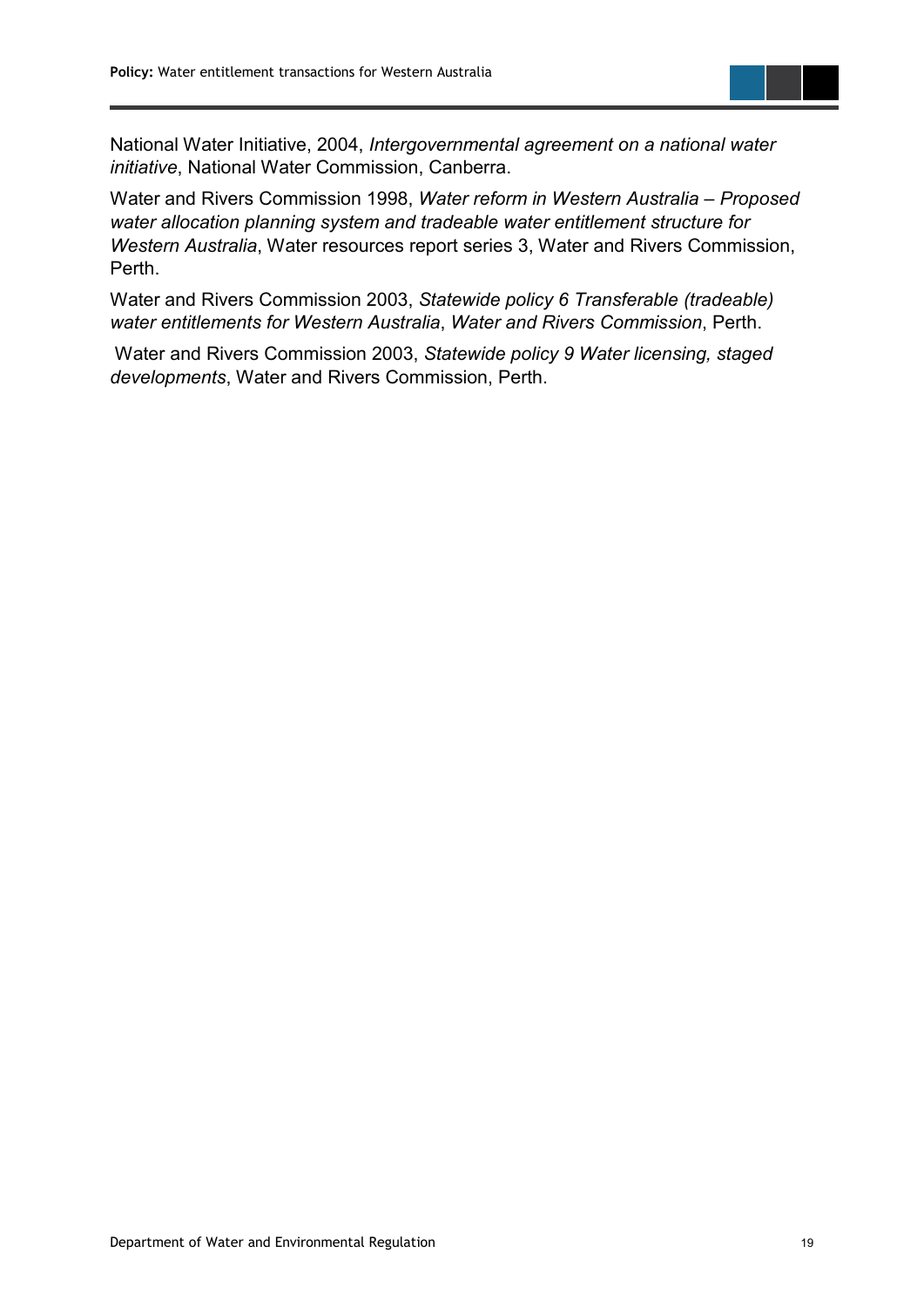National Water Initiative, 2004, *Intergovernmental agreement on a national water initiative*, National Water Commission, Canberra.

Water and Rivers Commission 1998, *Water reform in Western Australia – Proposed water allocation planning system and tradeable water entitlement structure for Western Australia*, Water resources report series 3, Water and Rivers Commission, Perth.

Water and Rivers Commission 2003, *Statewide policy 6 Transferable (tradeable) water entitlements for Western Australia*, *Water and Rivers Commission*, Perth.

Water and Rivers Commission 2003, *Statewide policy 9 Water licensing, staged developments*, Water and Rivers Commission, Perth.